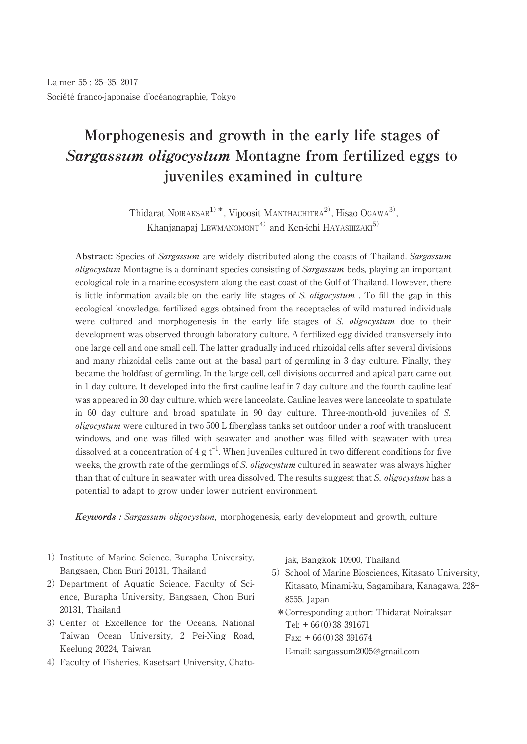La mer 55 : 25–35, 2017
Société franco-japonaise d'océanographie, Tokyo

# Morphogenesis and growth in the early life stages of *Sargassum oligocystum* Montagne from fertilized eggs to juveniles examined in culture

Thidarat NOIRAKSAR[1]\*, Vipoosit MANTHACHITRA[2], Hisao OGAWA[3], Khanjanapaj LEWMANOMONT[4] and Ken-ichi HAYASHIZAKI[5]

**Abstract:** Species of *Sargassum* are widely distributed along the coasts of Thailand. *Sargassum oligocystum* Montagne is a dominant species consisting of *Sargassum* beds, playing an important ecological role in a marine ecosystem along the east coast of the Gulf of Thailand. However, there is little information available on the early life stages of *S. oligocystum* . To fill the gap in this ecological knowledge, fertilized eggs obtained from the receptacles of wild matured individuals were cultured and morphogenesis in the early life stages of *S. oligocystum* due to their development was observed through laboratory culture. A fertilized egg divided transversely into one large cell and one small cell. The latter gradually induced rhizoidal cells after several divisions and many rhizoidal cells came out at the basal part of germling in 3 day culture. Finally, they became the holdfast of germling. In the large cell, cell divisions occurred and apical part came out in 1 day culture. It developed into the first cauline leaf in 7 day culture and the fourth cauline leaf was appeared in 30 day culture, which were lanceolate. Cauline leaves were lanceolate to spatulate in 60 day culture and broad spatulate in 90 day culture. Three-month-old juveniles of *S. oligocystum* were cultured in two 500 L fiberglass tanks set outdoor under a roof with translucent windows, and one was filled with seawater and another was filled with seawater with urea dissolved at a concentration of 4 g $t^{-1}$. When juveniles cultured in two different conditions for five weeks, the growth rate of the germlings of *S. oligocystum* cultured in seawater was always higher than that of culture in seawater with urea dissolved. The results suggest that *S. oligocystum* has a potential to adapt to grow under lower nutrient environment.

***Keywords :*** *Sargassum oligocystum,* morphogenesis, early development and growth, culture

---

1) Institute of Marine Science, Burapha University, Bangsaen, Chon Buri 20131, Thailand
2) Department of Aquatic Science, Faculty of Science, Burapha University, Bangsaen, Chon Buri 20131, Thailand
3) Center of Excellence for the Oceans, National Taiwan Ocean University, 2 Pei-Ning Road, Keelung 20224, Taiwan
4) Faculty of Fisheries, Kasetsart University, Chatujak, Bangkok 10900, Thailand
5) School of Marine Biosciences, Kitasato University, Kitasato, Minami-ku, Sagamihara, Kanagawa, 228-8555, Japan

\*Corresponding author: Thidarat Noiraksar
Tel: + 66(0)38 391671
Fax: + 66(0)38 391674
E-mail: sargassum2005@gmail.com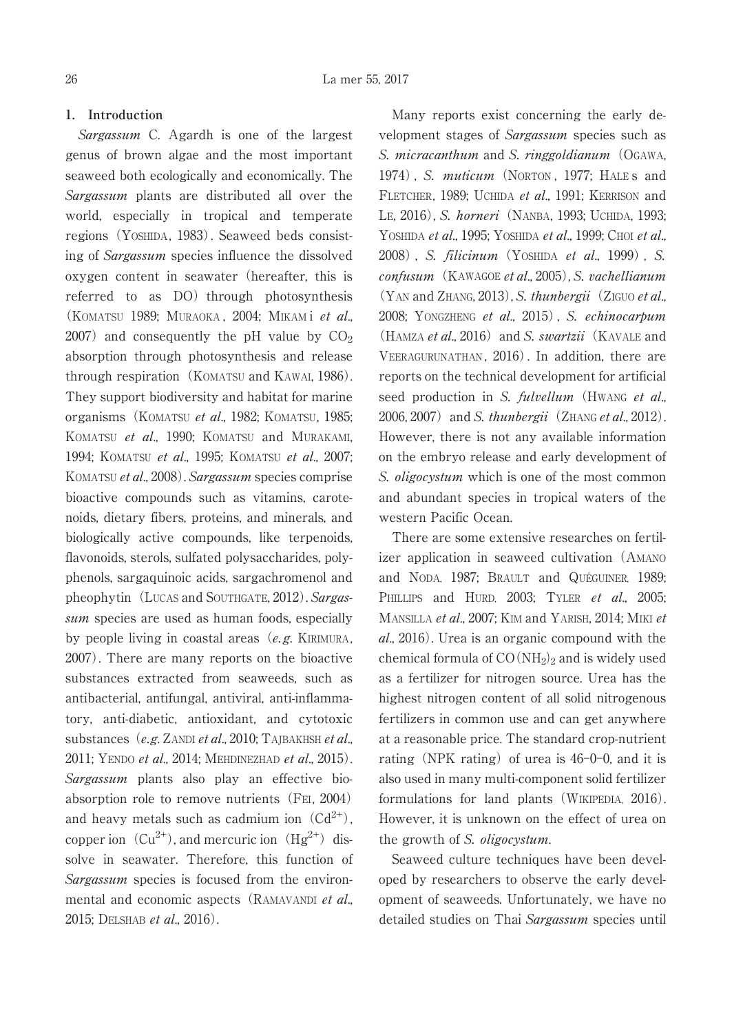## 1. Introduction

*Sargassum* C. Agardh is one of the largest genus of brown algae and the most important seaweed both ecologically and economically. The *Sargassum* plants are distributed all over the world, especially in tropical and temperate regions (YOSHIDA, 1983). Seaweed beds consisting of *Sargassum* species influence the dissolved oxygen content in seawater (hereafter, this is referred to as DO) through photosynthesis (KOMATSU 1989; MURAOKA, 2004; MIKAMI *et al.*, 2007) and consequently the pH value by $CO_2$ absorption through photosynthesis and release through respiration (KOMATSU and KAWAI, 1986). They support biodiversity and habitat for marine organisms (KOMATSU *et al.*, 1982; KOMATSU, 1985; KOMATSU *et al.*, 1990; KOMATSU and MURAKAMI, 1994; KOMATSU *et al.*, 1995; KOMATSU *et al.*, 2007; KOMATSU *et al.*, 2008). *Sargassum* species comprise bioactive compounds such as vitamins, carotenoids, dietary fibers, proteins, and minerals, and biologically active compounds, like terpenoids, flavonoids, sterols, sulfated polysaccharides, polyphenols, sargaquinoic acids, sargachromenol and pheophytin (LUCAS and SOUTHGATE, 2012). *Sargassum* species are used as human foods, especially by people living in coastal areas (*e.g.* KIRIMURA, 2007). There are many reports on the bioactive substances extracted from seaweeds, such as antibacterial, antifungal, antiviral, anti-inflammatory, anti-diabetic, antioxidant, and cytotoxic substances (*e.g.* ZANDI *et al.*, 2010; TAJBAKHSH *et al.*, 2011; YENDO *et al.*, 2014; MEHDINEZHAD *et al.*, 2015). *Sargassum* plants also play an effective bioabsorption role to remove nutrients (FEI, 2004) and heavy metals such as cadmium ion ($Cd^{2+}$), copper ion ($Cu^{2+}$), and mercuric ion ($Hg^{2+}$) dissolve in seawater. Therefore, this function of *Sargassum* species is focused from the environmental and economic aspects (RAMAVANDI *et al.*, 2015; DELSHAB *et al.*, 2016).

Many reports exist concerning the early development stages of *Sargassum* species such as *S. micracanthum* and *S. ringgoldianum* (OGAWA, 1974), *S. muticum* (NORTON, 1977; HALES and FLETCHER, 1989; UCHIDA *et al.*, 1991; KERRISON and LE, 2016), *S. horneri* (NANBA, 1993; UCHIDA, 1993; YOSHIDA *et al.*, 1995; YOSHIDA *et al.*, 1999; CHOI *et al.*, 2008), *S. filicinum* (YOSHIDA *et al.*, 1999), *S. confusum* (KAWAGOE *et al.*, 2005), *S. vachellianum* (YAN and ZHANG, 2013), *S. thunbergii* (ZIGUO *et al.*, 2008; YONGZHENG *et al.*, 2015), *S. echinocarpum* (HAMZA *et al.*, 2016) and *S. swartzii* (KAVALE and VEERAGURUNATHAN, 2016). In addition, there are reports on the technical development for artificial seed production in *S. fulvellum* (HWANG *et al.*, 2006, 2007) and *S. thunbergii* (ZHANG *et al.*, 2012). However, there is not any available information on the embryo release and early development of *S. oligocystum* which is one of the most common and abundant species in tropical waters of the western Pacific Ocean.

There are some extensive researches on fertilizer application in seaweed cultivation (AMANO and NODA, 1987; BRAULT and QUÉGUINER, 1989; PHILLIPS and HURD, 2003; TYLER *et al.*, 2005; MANSILLA *et al.*, 2007; KIM and YARISH, 2014; MIKI *et al.*, 2016). Urea is an organic compound with the chemical formula of $CO(NH_2)_2$ and is widely used as a fertilizer for nitrogen source. Urea has the highest nitrogen content of all solid nitrogenous fertilizers in common use and can get anywhere at a reasonable price. The standard crop-nutrient rating (NPK rating) of urea is 46-0-0, and it is also used in many multi-component solid fertilizer formulations for land plants (WIKIPEDIA, 2016). However, it is unknown on the effect of urea on the growth of *S. oligocystum*.

Seaweed culture techniques have been developed by researchers to observe the early development of seaweeds. Unfortunately, we have no detailed studies on Thai *Sargassum* species until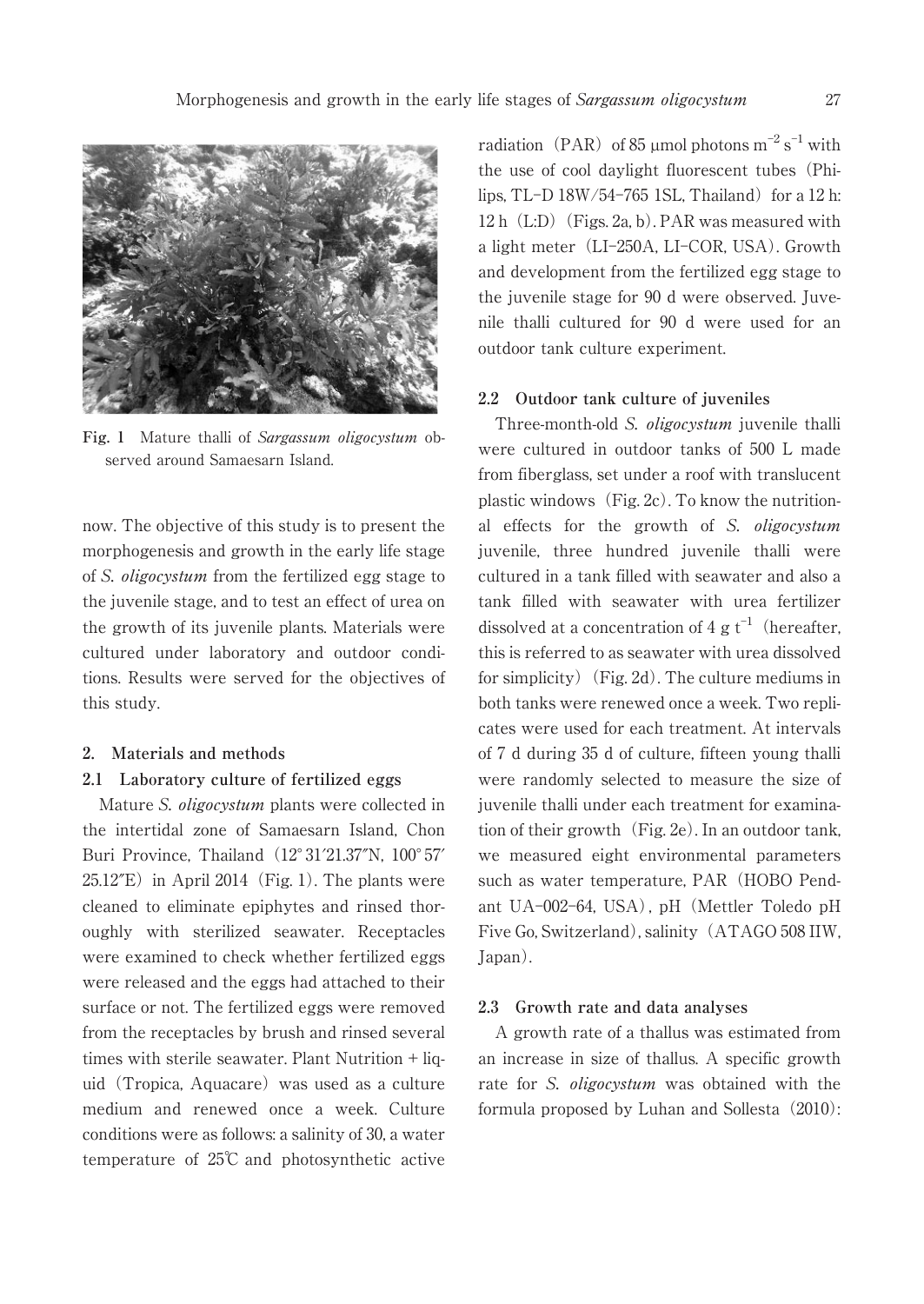Fig. 1 Mature thalli of *Sargassum oligocystum* observed around Samaesarn Island.

now. The objective of this study is to present the morphogenesis and growth in the early life stage of *S. oligocystum* from the fertilized egg stage to the juvenile stage, and to test an effect of urea on the growth of its juvenile plants. Materials were cultured under laboratory and outdoor conditions. Results were served for the objectives of this study.

## 2. Materials and methods

### 2.1 Laboratory culture of fertilized eggs

Mature *S. oligocystum* plants were collected in the intertidal zone of Samaesarn Island, Chon Buri Province, Thailand (12° 31′21.37″N, 100° 57′ 25.12″E) in April 2014 (Fig. 1). The plants were cleaned to eliminate epiphytes and rinsed thoroughly with sterilized seawater. Receptacles were examined to check whether fertilized eggs were released and the eggs had attached to their surface or not. The fertilized eggs were removed from the receptacles by brush and rinsed several times with sterile seawater. Plant Nutrition + liquid (Tropica, Aquacare) was used as a culture medium and renewed once a week. Culture conditions were as follows: a salinity of 30, a water temperature of 25℃ and photosynthetic active radiation (PAR) of 85 μmol photons $m^{-2}$ $s^{-1}$ with the use of cool daylight fluorescent tubes (Philips, TL-D 18W/54-765 1SL, Thailand) for a 12 h: 12 h (L:D) (Figs. 2a, b). PAR was measured with a light meter (LI-250A, LI-COR, USA). Growth and development from the fertilized egg stage to the juvenile stage for 90 d were observed. Juvenile thalli cultured for 90 d were used for an outdoor tank culture experiment.

### 2.2 Outdoor tank culture of juveniles

Three-month-old *S. oligocystum* juvenile thalli were cultured in outdoor tanks of 500 L made from fiberglass, set under a roof with translucent plastic windows (Fig. 2c). To know the nutritional effects for the growth of *S. oligocystum* juvenile, three hundred juvenile thalli were cultured in a tank filled with seawater and also a tank filled with seawater with urea fertilizer dissolved at a concentration of 4 g $t^{-1}$ (hereafter, this is referred to as seawater with urea dissolved for simplicity) (Fig. 2d). The culture mediums in both tanks were renewed once a week. Two replicates were used for each treatment. At intervals of 7 d during 35 d of culture, fifteen young thalli were randomly selected to measure the size of juvenile thalli under each treatment for examination of their growth (Fig. 2e). In an outdoor tank, we measured eight environmental parameters such as water temperature, PAR (HOBO Pendant UA-002-64, USA), pH (Mettler Toledo pH Five Go, Switzerland), salinity (ATAGO 508 IIW, Japan).

### 2.3 Growth rate and data analyses

A growth rate of a thallus was estimated from an increase in size of thallus. A specific growth rate for *S. oligocystum* was obtained with the formula proposed by Luhan and Sollesta (2010):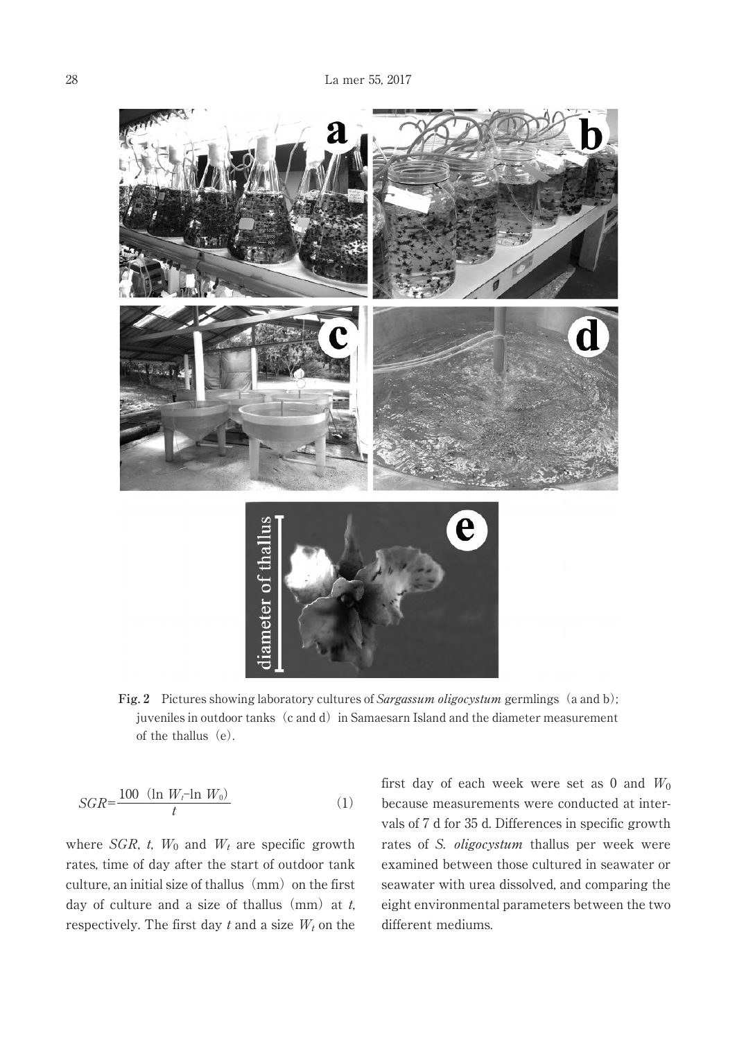**Fig. 2** Pictures showing laboratory cultures of *Sargassum oligocystum* germlings (a and b); juveniles in outdoor tanks (c and d) in Samaesarn Island and the diameter measurement of the thallus (e).

$$SGR = \frac{100\ (\ln W_t - \ln W_0)}{t} \qquad (1)$$

where $SGR$, $t$, $W_0$ and $W_t$ are specific growth rates, time of day after the start of outdoor tank culture, an initial size of thallus (mm) on the first day of culture and a size of thallus (mm) at $t$, respectively. The first day $t$ and a size $W_t$ on the first day of each week were set as 0 and $W_0$ because measurements were conducted at intervals of 7 d for 35 d. Differences in specific growth rates of *S. oligocystum* thallus per week were examined between those cultured in seawater or seawater with urea dissolved, and comparing the eight environmental parameters between the two different mediums.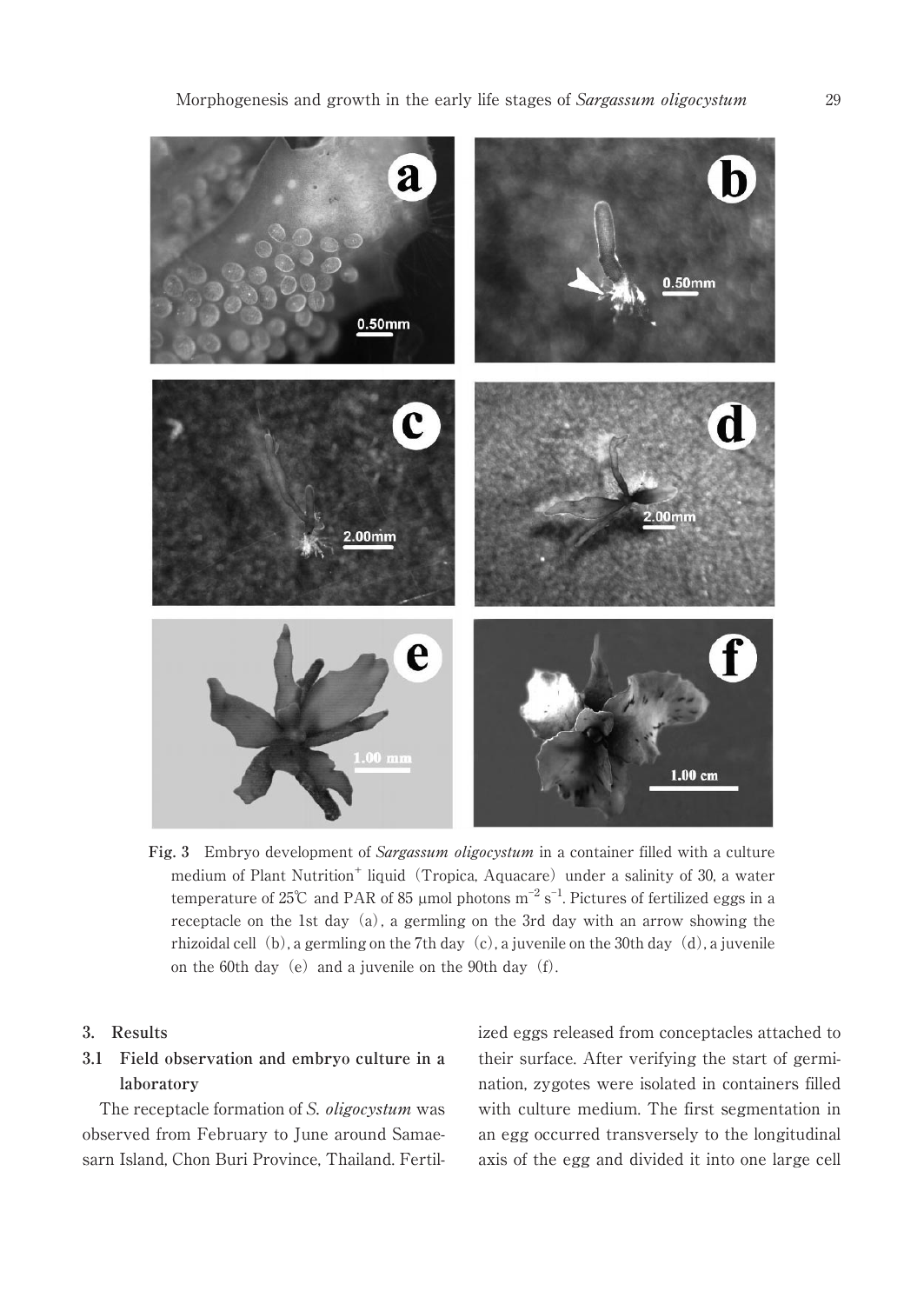Fig. 3 Embryo development of *Sargassum oligocystum* in a container filled with a culture medium of Plant Nutrition$^{+}$ liquid (Tropica, Aquacare) under a salinity of 30, a water temperature of 25℃ and PAR of 85 μmol photons $m^{-2}$ $s^{-1}$. Pictures of fertilized eggs in a receptacle on the 1st day (a), a germling on the 3rd day with an arrow showing the rhizoidal cell (b), a germling on the 7th day (c), a juvenile on the 30th day (d), a juvenile on the 60th day (e) and a juvenile on the 90th day (f).

## 3. Results

### 3.1 Field observation and embryo culture in a laboratory

The receptacle formation of *S. oligocystum* was observed from February to June around Samaesarn Island, Chon Buri Province, Thailand. Fertilized eggs released from conceptacles attached to their surface. After verifying the start of germination, zygotes were isolated in containers filled with culture medium. The first segmentation in an egg occurred transversely to the longitudinal axis of the egg and divided it into one large cell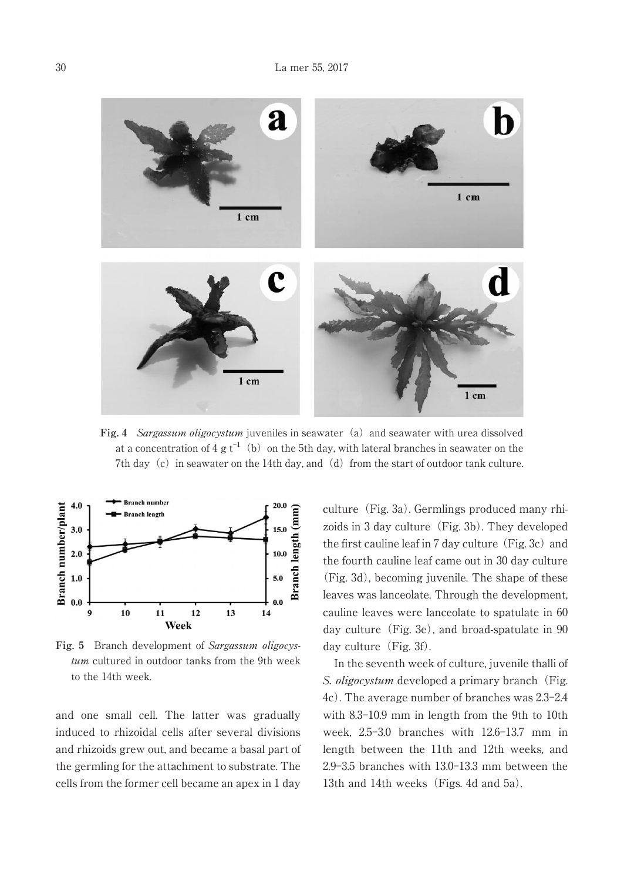**Fig. 4** *Sargassum oligocystum* juveniles in seawater (a) and seawater with urea dissolved at a concentration of 4 g $t^{-1}$ (b) on the 5th day, with lateral branches in seawater on the 7th day (c) in seawater on the 14th day, and (d) from the start of outdoor tank culture.

**Fig. 5** Branch development of *Sargassum oligocystum* cultured in outdoor tanks from the 9th week to the 14th week.

and one small cell. The latter was gradually induced to rhizoidal cells after several divisions and rhizoids grew out, and became a basal part of the germling for the attachment to substrate. The cells from the former cell became an apex in 1 day culture (Fig. 3a). Germlings produced many rhizoids in 3 day culture (Fig. 3b). They developed the first cauline leaf in 7 day culture (Fig. 3c) and the fourth cauline leaf came out in 30 day culture (Fig. 3d), becoming juvenile. The shape of these leaves was lanceolate. Through the development, cauline leaves were lanceolate to spatulate in 60 day culture (Fig. 3e), and broad-spatulate in 90 day culture (Fig. 3f).

In the seventh week of culture, juvenile thalli of *S. oligocystum* developed a primary branch (Fig. 4c). The average number of branches was 2.3–2.4 with 8.3–10.9 mm in length from the 9th to 10th week, 2.5–3.0 branches with 12.6–13.7 mm in length between the 11th and 12th weeks, and 2.9–3.5 branches with 13.0–13.3 mm between the 13th and 14th weeks (Figs. 4d and 5a).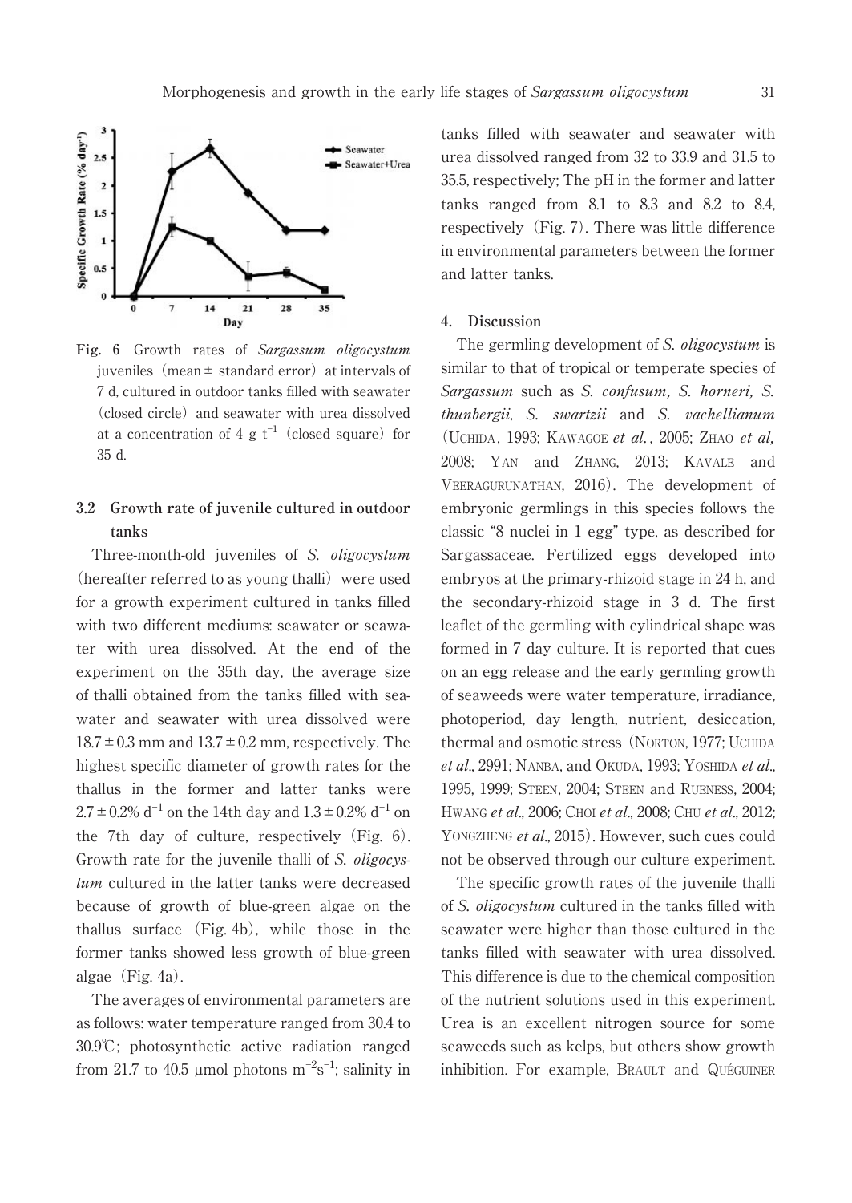**Fig. 6** Growth rates of *Sargassum oligocystum* juveniles (mean ± standard error) at intervals of 7 d, cultured in outdoor tanks filled with seawater (closed circle) and seawater with urea dissolved at a concentration of 4 g $t^{-1}$ (closed square) for 35 d.

### 3.2 Growth rate of juvenile cultured in outdoor tanks

Three-month-old juveniles of *S. oligocystum* (hereafter referred to as young thalli) were used for a growth experiment cultured in tanks filled with two different mediums: seawater or seawater with urea dissolved. At the end of the experiment on the 35th day, the average size of thalli obtained from the tanks filled with seawater and seawater with urea dissolved were 18.7 ± 0.3 mm and 13.7 ± 0.2 mm, respectively. The highest specific diameter of growth rates for the thallus in the former and latter tanks were 2.7 ± 0.2% $d^{-1}$ on the 14th day and 1.3 ± 0.2% $d^{-1}$ on the 7th day of culture, respectively (Fig. 6). Growth rate for the juvenile thalli of *S. oligocystum* cultured in the latter tanks were decreased because of growth of blue-green algae on the thallus surface (Fig. 4b), while those in the former tanks showed less growth of blue-green algae (Fig. 4a).

The averages of environmental parameters are as follows: water temperature ranged from 30.4 to 30.9℃; photosynthetic active radiation ranged from 21.7 to 40.5 μmol photons $m^{-2}s^{-1}$; salinity in tanks filled with seawater and seawater with urea dissolved ranged from 32 to 33.9 and 31.5 to 35.5, respectively; The pH in the former and latter tanks ranged from 8.1 to 8.3 and 8.2 to 8.4, respectively (Fig. 7). There was little difference in environmental parameters between the former and latter tanks.

## 4. Discussion

The germling development of *S. oligocystum* is similar to that of tropical or temperate species of *Sargassum* such as *S. confusum, S. horneri, S. thunbergii*, *S. swartzii* and *S. vachellianum* (Uchida, 1993; Kawagoe *et al.*, 2005; Zhao *et al,* 2008; Yan and Zhang, 2013; Kavale and Veeragurunathan, 2016). The development of embryonic germlings in this species follows the classic "8 nuclei in 1 egg" type, as described for Sargassaceae. Fertilized eggs developed into embryos at the primary-rhizoid stage in 24 h, and the secondary-rhizoid stage in 3 d. The first leaflet of the germling with cylindrical shape was formed in 7 day culture. It is reported that cues on an egg release and the early germling growth of seaweeds were water temperature, irradiance, photoperiod, day length, nutrient, desiccation, thermal and osmotic stress (Norton, 1977; Uchida *et al*., 2991; Nanba, and Okuda, 1993; Yoshida *et al*., 1995, 1999; Steen, 2004; Steen and Rueness, 2004; Hwang *et al*., 2006; Choi *et al*., 2008; Chu *et al*., 2012; Yongzheng *et al*., 2015). However, such cues could not be observed through our culture experiment.

The specific growth rates of the juvenile thalli of *S. oligocystum* cultured in the tanks filled with seawater were higher than those cultured in the tanks filled with seawater with urea dissolved. This difference is due to the chemical composition of the nutrient solutions used in this experiment. Urea is an excellent nitrogen source for some seaweeds such as kelps, but others show growth inhibition. For example, Brault and Quéguiner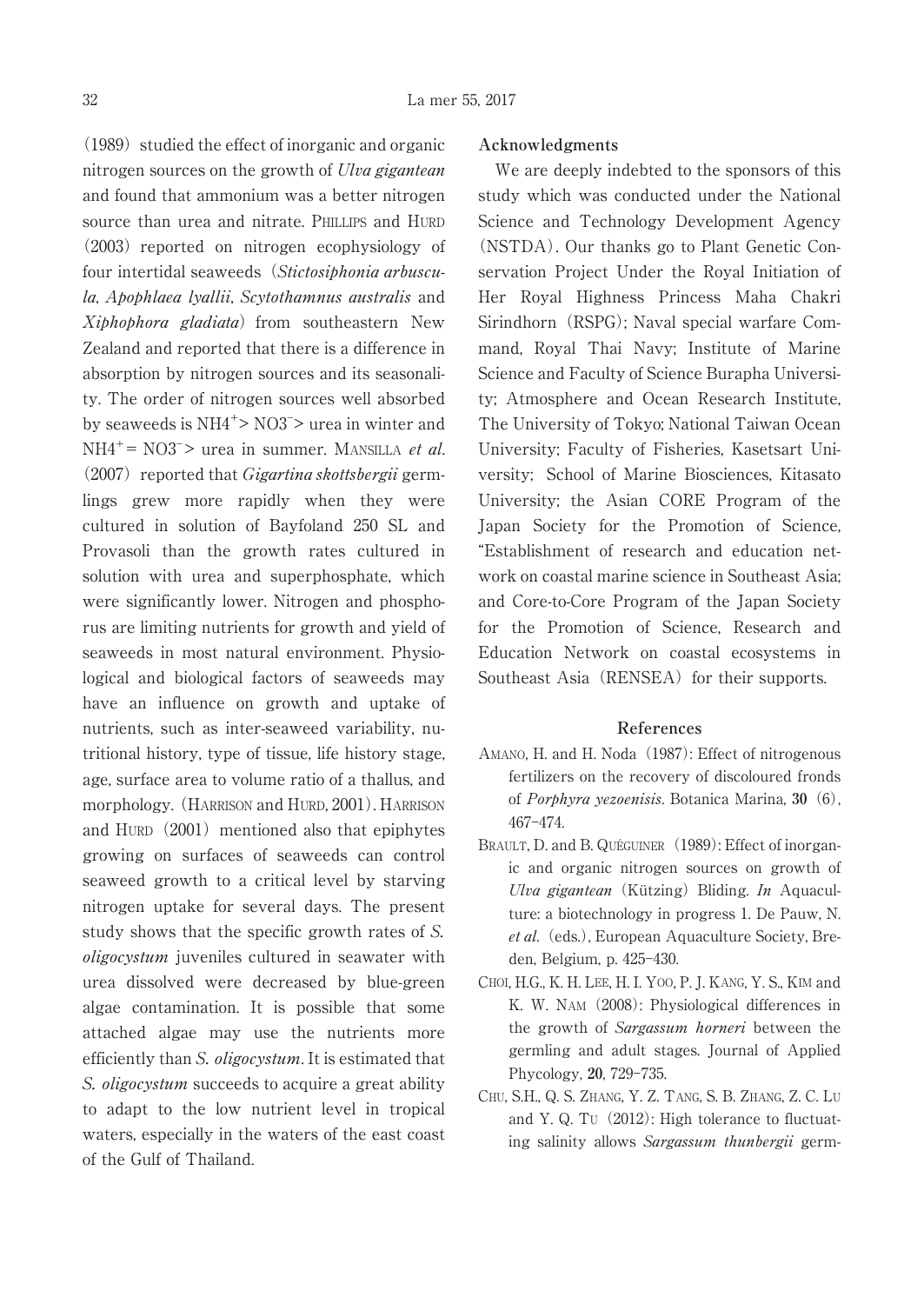(1989) studied the effect of inorganic and organic nitrogen sources on the growth of *Ulva gigantean* and found that ammonium was a better nitrogen source than urea and nitrate. PHILLIPS and HURD (2003) reported on nitrogen ecophysiology of four intertidal seaweeds (*Stictosiphonia arbuscula*, *Apophlaea lyallii*, *Scytothamnus australis* and *Xiphophora gladiata*) from southeastern New Zealand and reported that there is a difference in absorption by nitrogen sources and its seasonality. The order of nitrogen sources well absorbed by seaweeds is $NH4^{+}$ > $NO3^{-}$ > urea in winter and $NH4^{+}$ = $NO3^{-}$ > urea in summer. MANSILLA *et al.* (2007) reported that *Gigartina skottsbergii* germlings grew more rapidly when they were cultured in solution of Bayfoland 250 SL and Provasoli than the growth rates cultured in solution with urea and superphosphate, which were significantly lower. Nitrogen and phosphorus are limiting nutrients for growth and yield of seaweeds in most natural environment. Physiological and biological factors of seaweeds may have an influence on growth and uptake of nutrients, such as inter-seaweed variability, nutritional history, type of tissue, life history stage, age, surface area to volume ratio of a thallus, and morphology. (HARRISON and HURD, 2001). HARRISON and HURD (2001) mentioned also that epiphytes growing on surfaces of seaweeds can control seaweed growth to a critical level by starving nitrogen uptake for several days. The present study shows that the specific growth rates of *S. oligocystum* juveniles cultured in seawater with urea dissolved were decreased by blue-green algae contamination. It is possible that some attached algae may use the nutrients more efficiently than *S. oligocystum*. It is estimated that *S. oligocystum* succeeds to acquire a great ability to adapt to the low nutrient level in tropical waters, especially in the waters of the east coast of the Gulf of Thailand.

## Acknowledgments

We are deeply indebted to the sponsors of this study which was conducted under the National Science and Technology Development Agency (NSTDA). Our thanks go to Plant Genetic Conservation Project Under the Royal Initiation of Her Royal Highness Princess Maha Chakri Sirindhorn (RSPG); Naval special warfare Command, Royal Thai Navy; Institute of Marine Science and Faculty of Science Burapha University; Atmosphere and Ocean Research Institute, The University of Tokyo; National Taiwan Ocean University; Faculty of Fisheries, Kasetsart University; School of Marine Biosciences, Kitasato University; the Asian CORE Program of the Japan Society for the Promotion of Science, "Establishment of research and education network on coastal marine science in Southeast Asia; and Core-to-Core Program of the Japan Society for the Promotion of Science, Research and Education Network on coastal ecosystems in Southeast Asia (RENSEA) for their supports.

## References

AMANO, H. and H. Noda (1987): Effect of nitrogenous fertilizers on the recovery of discoloured fronds of *Porphyra yezoenisis*. Botanica Marina, **30** (6), 467–474.

BRAULT, D. and B. QUÉGUINER (1989): Effect of inorganic and organic nitrogen sources on growth of *Ulva gigantean* (Kützing) Bliding. *In* Aquaculture: a biotechnology in progress 1. De Pauw, N. *et al.* (eds.), European Aquaculture Society, Breden, Belgium, p. 425–430.

CHOI, H.G., K. H. LEE, H. I. YOO, P. J. KANG, Y. S., KIM and K. W. NAM (2008): Physiological differences in the growth of *Sargassum horneri* between the germling and adult stages. Journal of Applied Phycology, **20**, 729–735.

CHU, S.H., Q. S. ZHANG, Y. Z. TANG, S. B. ZHANG, Z. C. LU and Y. Q. TU (2012): High tolerance to fluctuating salinity allows *Sargassum thunbergii* germ-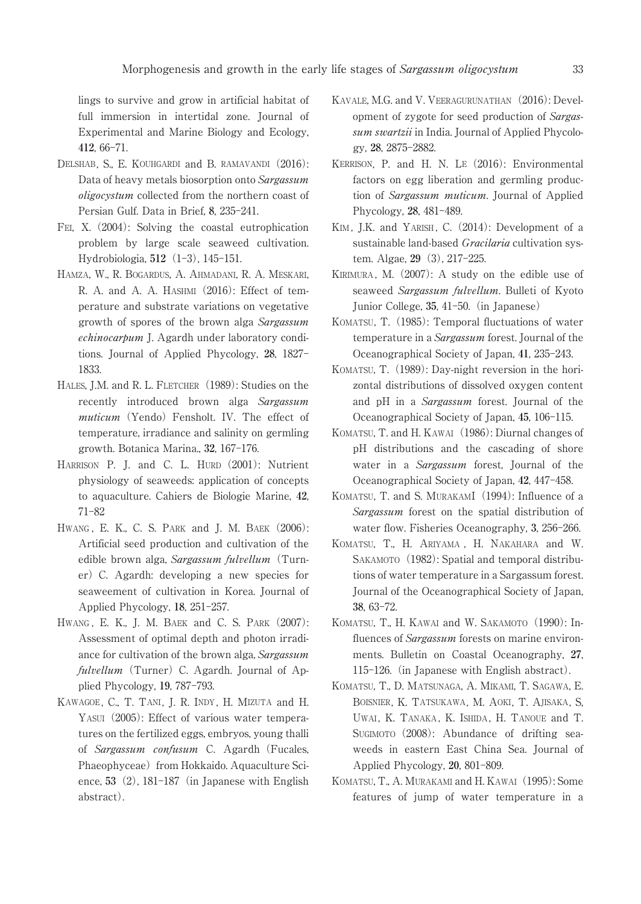lings to survive and grow in artificial habitat of full immersion in intertidal zone. Journal of Experimental and Marine Biology and Ecology, **412**, 66–71.

DELSHAB, S., E. KOUHGARDI and B. RAMAVANDI (2016): Data of heavy metals biosorption onto *Sargassum oligocystum* collected from the northern coast of Persian Gulf. Data in Brief, **8**, 235–241.

FEI, X. (2004): Solving the coastal eutrophication problem by large scale seaweed cultivation. Hydrobiologia, **512** (1-3), 145–151.

HAMZA, W., R. BOGARDUS, A. AHMADANI, R. A. MESKARI, R. A. and A. A. HASHMI (2016): Effect of temperature and substrate variations on vegetative growth of spores of the brown alga *Sargassum echinocarpum* J. Agardh under laboratory conditions. Journal of Applied Phycology, **28**, 1827–1833.

HALES, J.M. and R. L. FLETCHER (1989): Studies on the recently introduced brown alga *Sargassum muticum* (Yendo) Fensholt. IV. The effect of temperature, irradiance and salinity on germling growth. Botanica Marina., **32**, 167–176.

HARRISON P. J. and C. L. HURD (2001): Nutrient physiology of seaweeds: application of concepts to aquaculture. Cahiers de Biologie Marine, **42**, 71–82

HWANG, E. K., C. S. PARK and J. M. BAEK (2006): Artificial seed production and cultivation of the edible brown alga, *Sargassum fulvellum* (Turner) C. Agardh: developing a new species for seaweement of cultivation in Korea. Journal of Applied Phycology, **18**, 251–257.

HWANG, E. K., J. M. BAEK and C. S. PARK (2007): Assessment of optimal depth and photon irradiance for cultivation of the brown alga, *Sargassum fulvellum* (Turner) C. Agardh. Journal of Applied Phycology, **19**, 787–793.

KAWAGOE, C., T. TANI, J. R. INDY, H. MIZUTA and H. YASUI (2005): Effect of various water temperatures on the fertilized eggs, embryos, young thalli of *Sargassum confusum* C. Agardh (Fucales, Phaeophyceae) from Hokkaido. Aquaculture Science, **53** (2), 181–187 (in Japanese with English abstract).

KAVALE, M.G. and V. VEERAGURUNATHAN (2016): Development of zygote for seed production of *Sargassum swartzii* in India. Journal of Applied Phycology, **28**, 2875–2882.

KERRISON, P. and H. N. LE (2016): Environmental factors on egg liberation and germling production of *Sargassum muticum*. Journal of Applied Phycology, **28**, 481–489.

KIM, J.K. and YARISH, C. (2014): Development of a sustainable land-based *Gracilaria* cultivation system. Algae, **29** (3), 217–225.

KIRIMURA, M. (2007): A study on the edible use of seaweed *Sargassum fulvellum*. Bulleti of Kyoto Junior College, **35**, 41–50. (in Japanese)

KOMATSU, T. (1985): Temporal fluctuations of water temperature in a *Sargassum* forest. Journal of the Oceanographical Society of Japan, **41**, 235–243.

KOMATSU, T. (1989): Day-night reversion in the horizontal distributions of dissolved oxygen content and pH in a *Sargassum* forest. Journal of the Oceanographical Society of Japan, **45**, 106–115.

KOMATSU, T. and H. KAWAI (1986): Diurnal changes of pH distributions and the cascading of shore water in a *Sargassum* forest, Journal of the Oceanographical Society of Japan, **42**, 447–458.

KOMATSU, T. and S. MURAKAMI (1994): Influence of a *Sargassum* forest on the spatial distribution of water flow. Fisheries Oceanography, **3**, 256–266.

KOMATSU, T., H. ARIYAMA, H. NAKAHARA and W. SAKAMOTO (1982): Spatial and temporal distributions of water temperature in a Sargassum forest. Journal of the Oceanographical Society of Japan, **38**, 63–72.

KOMATSU, T., H. KAWAI and W. SAKAMOTO (1990): Influences of *Sargassum* forests on marine environments. Bulletin on Coastal Oceanography, **27**, 115–126. (in Japanese with English abstract).

KOMATSU, T., D. MATSUNAGA, A. MIKAMI, T. SAGAWA, E. BOISNIER, K. TATSUKAWA, M. AOKI, T. AJISAKA, S, UWAI, K. TANAKA, K. ISHIDA, H. TANOUE and T. SUGIMOTO (2008): Abundance of drifting seaweeds in eastern East China Sea. Journal of Applied Phycology, **20**, 801–809.

KOMATSU, T., A. MURAKAMI and H. KAWAI (1995): Some features of jump of water temperature in a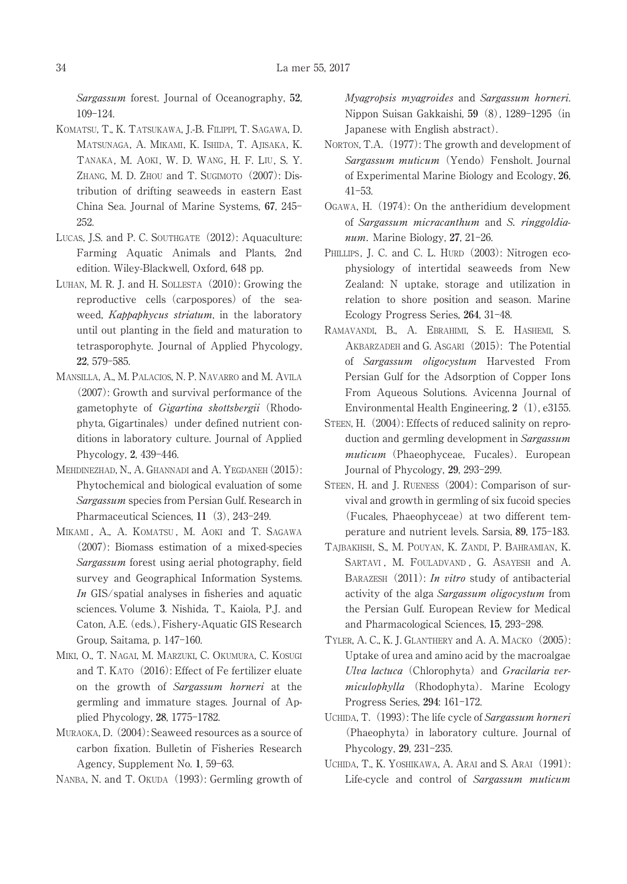*Sargassum* forest. Journal of Oceanography, **52**, 109–124.

Komatsu, T., K. Tatsukawa, J.-B. Filippi, T. Sagawa, D. Matsunaga, A. Mikami, K. Ishida, T. Ajisaka, K. Tanaka, M. Aoki, W. D. Wang, H. F. Liu, S. Y. Zhang, M. D. Zhou and T. Sugimoto (2007): Distribution of drifting seaweeds in eastern East China Sea. Journal of Marine Systems, **67**, 245–252.

Lucas, J.S. and P. C. Southgate (2012): Aquaculture: Farming Aquatic Animals and Plants, 2nd edition. Wiley-Blackwell, Oxford, 648 pp.

Luhan, M. R. J. and H. Sollesta (2010): Growing the reproductive cells (carpospores) of the seaweed, *Kappaphycus striatum*, in the laboratory until out planting in the field and maturation to tetrasporophyte. Journal of Applied Phycology, **22**, 579–585.

Mansilla, A., M. Palacios, N. P. Navarro and M. Avila (2007): Growth and survival performance of the gametophyte of *Gigartina skottsbergii* (Rhodophyta, Gigartinales) under defined nutrient conditions in laboratory culture. Journal of Applied Phycology, **2**, 439–446.

Mehdinezhad, N., A. Ghannadi and A. Yegdaneh (2015): Phytochemical and biological evaluation of some *Sargassum* species from Persian Gulf. Research in Pharmaceutical Sciences, **11** (3), 243–249.

Mikami, A., A. Komatsu, M. Aoki and T. Sagawa (2007): Biomass estimation of a mixed-species *Sargassum* forest using aerial photography, field survey and Geographical Information Systems. *In* GIS/spatial analyses in fisheries and aquatic sciences. Volume **3**. Nishida, T., Kaiola, P.J. and Caton, A.E. (eds.), Fishery-Aquatic GIS Research Group, Saitama, p. 147–160.

Miki, O., T. Nagai, M. Marzuki, C. Okumura, C. Kosugi and T. Kato (2016): Effect of Fe fertilizer eluate on the growth of *Sargassum horneri* at the germling and immature stages. Journal of Applied Phycology, **28**, 1775–1782.

Muraoka, D. (2004): Seaweed resources as a source of carbon fixation. Bulletin of Fisheries Research Agency, Supplement No. **1**, 59–63.

Nanba, N. and T. Okuda (1993): Germling growth of *Myagropsis myagroides* and *Sargassum horneri*. Nippon Suisan Gakkaishi, **59** (8), 1289–1295 (in Japanese with English abstract).

Norton, T.A. (1977): The growth and development of *Sargassum muticum* (Yendo) Fensholt. Journal of Experimental Marine Biology and Ecology, **26**, 41–53.

Ogawa, H. (1974): On the antheridium development of *Sargassum micracanthum* and *S. ringgoldianum*. Marine Biology, **27**, 21–26.

Phillips, J. C. and C. L. Hurd (2003): Nitrogen ecophysiology of intertidal seaweeds from New Zealand: N uptake, storage and utilization in relation to shore position and season. Marine Ecology Progress Series, **264**, 31–48.

Ramavandi, B., A. Ebrahimi, S. E. Hashemi, S. Akbarzadeh and G. Asgari (2015): The Potential of *Sargassum oligocystum* Harvested From Persian Gulf for the Adsorption of Copper Ions From Aqueous Solutions. Avicenna Journal of Environmental Health Engineering, **2** (1), e3155.

Steen, H. (2004): Effects of reduced salinity on reproduction and germling development in *Sargassum muticum* (Phaeophyceae, Fucales). European Journal of Phycology, **29**, 293–299.

Steen, H. and J. Rueness (2004): Comparison of survival and growth in germling of six fucoid species (Fucales, Phaeophyceae) at two different temperature and nutrient levels. Sarsia, **89**, 175–183.

Tajbakhsh, S., M. Pouyan, K. Zandi, P. Bahramian, K. Sartavi, M. Fouladvand, G. Asayesh and A. Barazesh (2011): *In vitro* study of antibacterial activity of the alga *Sargassum oligocystum* from the Persian Gulf. European Review for Medical and Pharmacological Sciences, **15**, 293–298.

Tyler, A. C., K. J. Glanthery and A. A. Macko (2005): Uptake of urea and amino acid by the macroalgae *Ulva lactuca* (Chlorophyta) and *Gracilaria verminculophylla* (Rhodophyta). Marine Ecology Progress Series, **294**: 161–172.

Uchida, T. (1993): The life cycle of *Sargassum horneri* (Phaeophyta) in laboratory culture. Journal of Phycology, **29**, 231–235.

Uchida, T., K. Yoshikawa, A. Arai and S. Arai (1991): Life-cycle and control of *Sargassum muticum*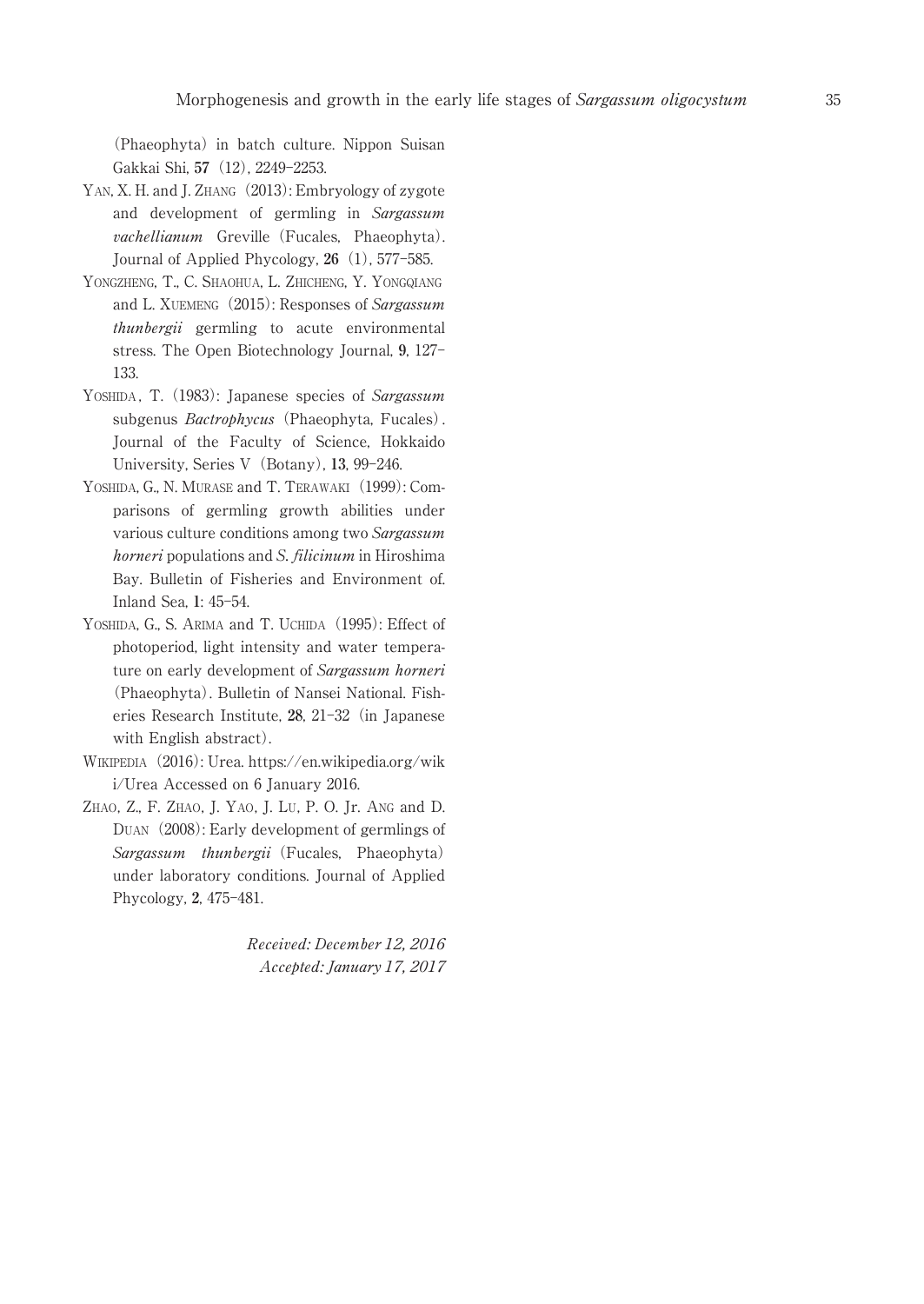(Phaeophyta) in batch culture. Nippon Suisan Gakkai Shi, **57** (12), 2249–2253.

YAN, X. H. and J. ZHANG (2013): Embryology of zygote and development of germling in *Sargassum vachellianum* Greville (Fucales, Phaeophyta). Journal of Applied Phycology, **26** (1), 577–585.

YONGZHENG, T., C. SHAOHUA, L. ZHICHENG, Y. YONGQIANG and L. XUEMENG (2015): Responses of *Sargassum thunbergii* germling to acute environmental stress. The Open Biotechnology Journal, **9**, 127–133.

YOSHIDA, T. (1983): Japanese species of *Sargassum* subgenus *Bactrophycus* (Phaeophyta, Fucales). Journal of the Faculty of Science, Hokkaido University, Series V (Botany), **13**, 99–246.

YOSHIDA, G., N. MURASE and T. TERAWAKI (1999): Comparisons of germling growth abilities under various culture conditions among two *Sargassum horneri* populations and *S. filicinum* in Hiroshima Bay. Bulletin of Fisheries and Environment of. Inland Sea, **1**: 45–54.

YOSHIDA, G., S. ARIMA and T. UCHIDA (1995): Effect of photoperiod, light intensity and water temperature on early development of *Sargassum horneri* (Phaeophyta). Bulletin of Nansei National. Fisheries Research Institute, **28**, 21–32 (in Japanese with English abstract).

WIKIPEDIA (2016): Urea. https://en.wikipedia.org/wiki/Urea Accessed on 6 January 2016.

ZHAO, Z., F. ZHAO, J. YAO, J. LU, P. O. Jr. ANG and D. DUAN (2008): Early development of germlings of *Sargassum thunbergii* (Fucales, Phaeophyta) under laboratory conditions. Journal of Applied Phycology, **2**, 475–481.

*Received: December 12, 2016*
*Accepted: January 17, 2017*